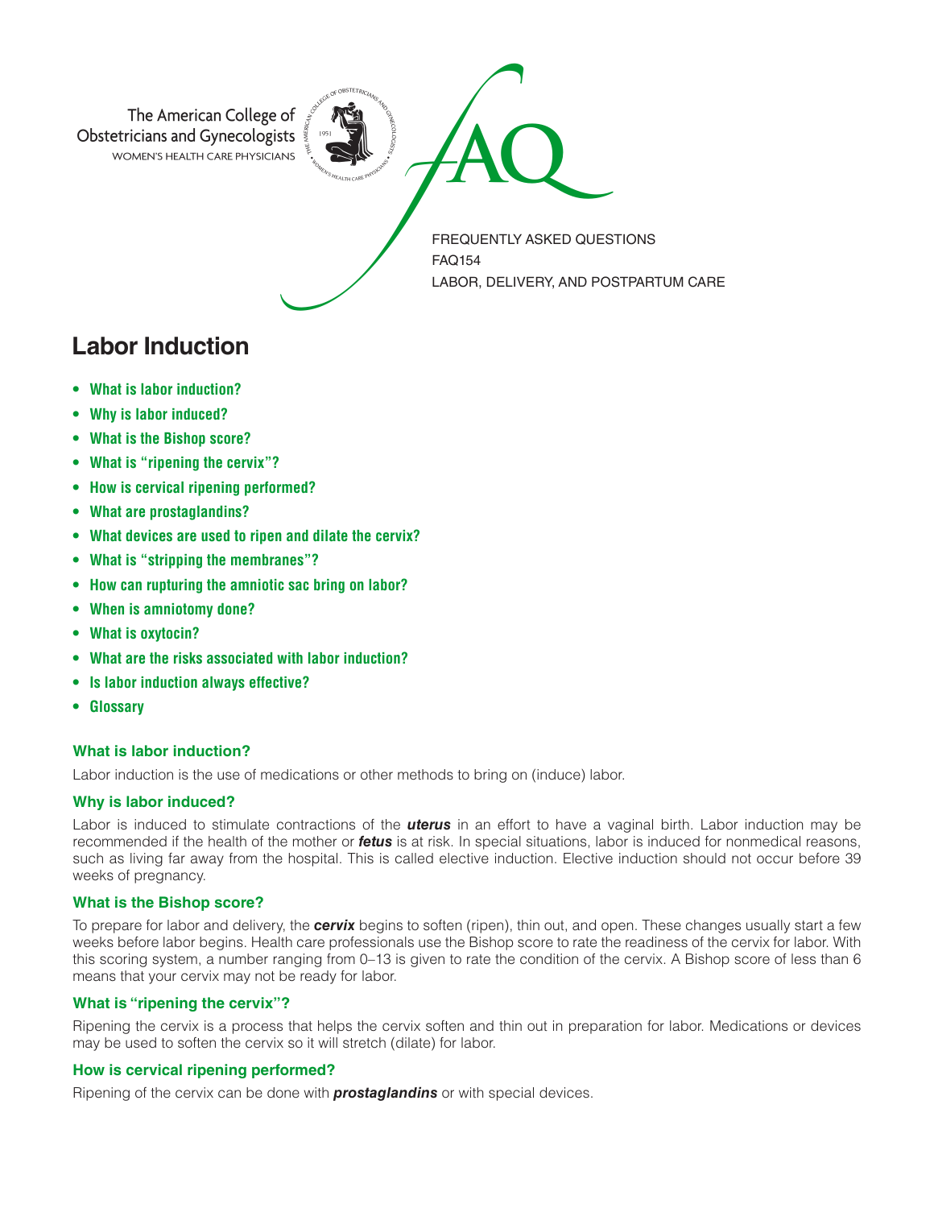The American College of Obstetricians and Gynecologists
WOMEN'S HEALTH CARE PHYSICIANS

FAQ

FREQUENTLY ASKED QUESTIONS
FAQ154
LABOR, DELIVERY, AND POSTPARTUM CARE

# Labor Induction

- **What is labor induction?**
- **Why is labor induced?**
- **What is the Bishop score?**
- **What is "ripening the cervix"?**
- **How is cervical ripening performed?**
- **What are prostaglandins?**
- **What devices are used to ripen and dilate the cervix?**
- **What is "stripping the membranes"?**
- **How can rupturing the amniotic sac bring on labor?**
- **When is amniotomy done?**
- **What is oxytocin?**
- **What are the risks associated with labor induction?**
- **Is labor induction always effective?**
- **Glossary**

### What is labor induction?

Labor induction is the use of medications or other methods to bring on (induce) labor.

### Why is labor induced?

Labor is induced to stimulate contractions of the ***uterus*** in an effort to have a vaginal birth. Labor induction may be recommended if the health of the mother or ***fetus*** is at risk. In special situations, labor is induced for nonmedical reasons, such as living far away from the hospital. This is called elective induction. Elective induction should not occur before 39 weeks of pregnancy.

### What is the Bishop score?

To prepare for labor and delivery, the ***cervix*** begins to soften (ripen), thin out, and open. These changes usually start a few weeks before labor begins. Health care professionals use the Bishop score to rate the readiness of the cervix for labor. With this scoring system, a number ranging from 0–13 is given to rate the condition of the cervix. A Bishop score of less than 6 means that your cervix may not be ready for labor.

### What is "ripening the cervix"?

Ripening the cervix is a process that helps the cervix soften and thin out in preparation for labor. Medications or devices may be used to soften the cervix so it will stretch (dilate) for labor.

### How is cervical ripening performed?

Ripening of the cervix can be done with ***prostaglandins*** or with special devices.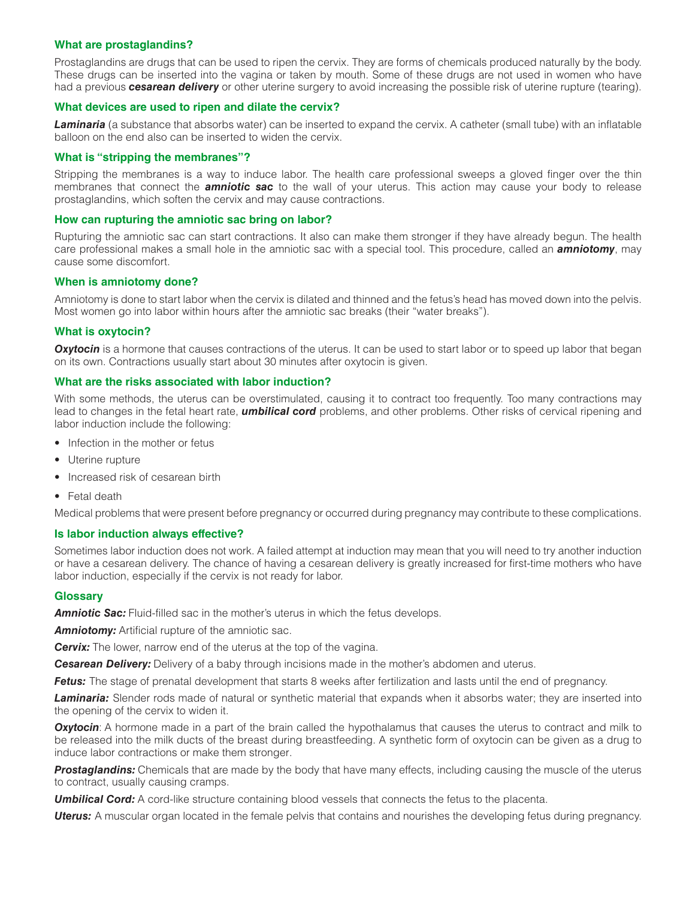### What are prostaglandins?

Prostaglandins are drugs that can be used to ripen the cervix. They are forms of chemicals produced naturally by the body. These drugs can be inserted into the vagina or taken by mouth. Some of these drugs are not used in women who have had a previous ***cesarean delivery*** or other uterine surgery to avoid increasing the possible risk of uterine rupture (tearing).

### What devices are used to ripen and dilate the cervix?

***Laminaria*** (a substance that absorbs water) can be inserted to expand the cervix. A catheter (small tube) with an inflatable balloon on the end also can be inserted to widen the cervix.

### What is "stripping the membranes"?

Stripping the membranes is a way to induce labor. The health care professional sweeps a gloved finger over the thin membranes that connect the ***amniotic sac*** to the wall of your uterus. This action may cause your body to release prostaglandins, which soften the cervix and may cause contractions.

### How can rupturing the amniotic sac bring on labor?

Rupturing the amniotic sac can start contractions. It also can make them stronger if they have already begun. The health care professional makes a small hole in the amniotic sac with a special tool. This procedure, called an ***amniotomy***, may cause some discomfort.

### When is amniotomy done?

Amniotomy is done to start labor when the cervix is dilated and thinned and the fetus's head has moved down into the pelvis. Most women go into labor within hours after the amniotic sac breaks (their "water breaks").

### What is oxytocin?

***Oxytocin*** is a hormone that causes contractions of the uterus. It can be used to start labor or to speed up labor that began on its own. Contractions usually start about 30 minutes after oxytocin is given.

### What are the risks associated with labor induction?

With some methods, the uterus can be overstimulated, causing it to contract too frequently. Too many contractions may lead to changes in the fetal heart rate, ***umbilical cord*** problems, and other problems. Other risks of cervical ripening and labor induction include the following:

- Infection in the mother or fetus
- Uterine rupture
- Increased risk of cesarean birth
- Fetal death

Medical problems that were present before pregnancy or occurred during pregnancy may contribute to these complications.

### Is labor induction always effective?

Sometimes labor induction does not work. A failed attempt at induction may mean that you will need to try another induction or have a cesarean delivery. The chance of having a cesarean delivery is greatly increased for first-time mothers who have labor induction, especially if the cervix is not ready for labor.

### Glossary

***Amniotic Sac:*** Fluid-filled sac in the mother's uterus in which the fetus develops.

***Amniotomy:*** Artificial rupture of the amniotic sac.

***Cervix:*** The lower, narrow end of the uterus at the top of the vagina.

***Cesarean Delivery:*** Delivery of a baby through incisions made in the mother's abdomen and uterus.

***Fetus:*** The stage of prenatal development that starts 8 weeks after fertilization and lasts until the end of pregnancy.

***Laminaria:*** Slender rods made of natural or synthetic material that expands when it absorbs water; they are inserted into the opening of the cervix to widen it.

***Oxytocin***: A hormone made in a part of the brain called the hypothalamus that causes the uterus to contract and milk to be released into the milk ducts of the breast during breastfeeding. A synthetic form of oxytocin can be given as a drug to induce labor contractions or make them stronger.

***Prostaglandins:*** Chemicals that are made by the body that have many effects, including causing the muscle of the uterus to contract, usually causing cramps.

***Umbilical Cord:*** A cord-like structure containing blood vessels that connects the fetus to the placenta.

***Uterus:*** A muscular organ located in the female pelvis that contains and nourishes the developing fetus during pregnancy.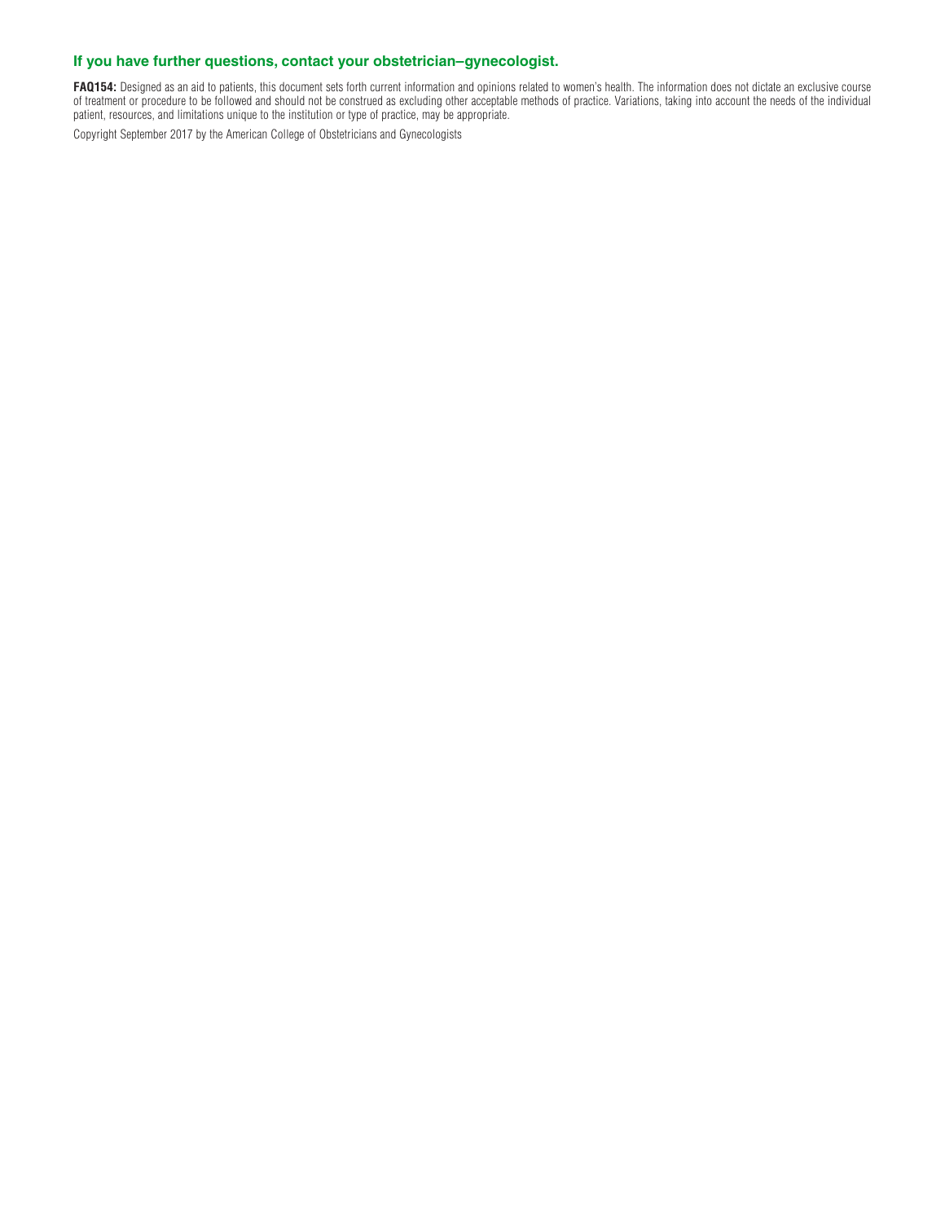**If you have further questions, contact your obstetrician–gynecologist.**

**FAQ154:** Designed as an aid to patients, this document sets forth current information and opinions related to women's health. The information does not dictate an exclusive course of treatment or procedure to be followed and should not be construed as excluding other acceptable methods of practice. Variations, taking into account the needs of the individual patient, resources, and limitations unique to the institution or type of practice, may be appropriate.

Copyright September 2017 by the American College of Obstetricians and Gynecologists